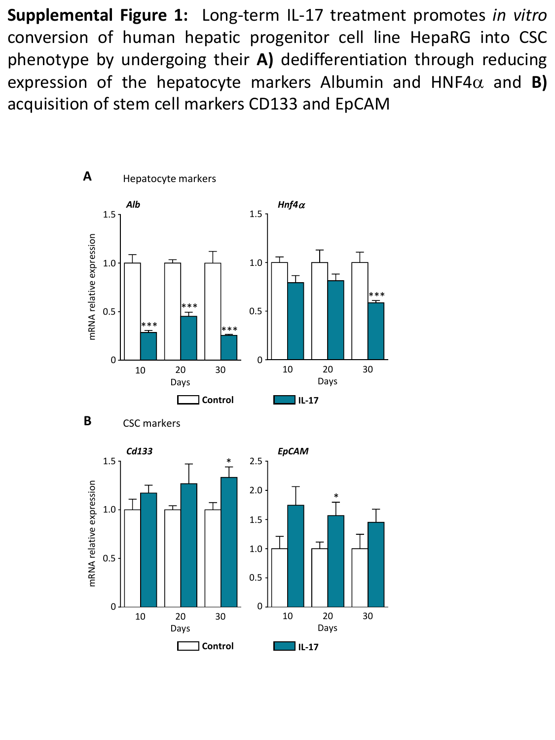**Supplemental Figure 1:** Long-term IL-17 treatment promotes *in vitro* conversion of human hepatic progenitor cell line HepaRG into CSC phenotype by undergoing their **A)** dedifferentiation through reducing expression of the hepatocyte markers Albumin and HNF4α and **B)** acquisition of stem cell markers CD133 and EpCAM

**A** Hepatocyte markers

*Alb* — mRNA relative expression (0–1.5) at Days 10, 20, 30; Control vs IL-17; *** at all time points

*Hnf4α* — mRNA relative expression (0–1.5) at Days 10, 20, 30; Control vs IL-17; *** at day 30

**B** CSC markers

*Cd133* — mRNA relative expression (0–1.5) at Days 10, 20, 30; Control vs IL-17; * at day 30

*EpCAM* — mRNA relative expression (0–2.5) at Days 10, 20, 30; Control vs IL-17; * at day 20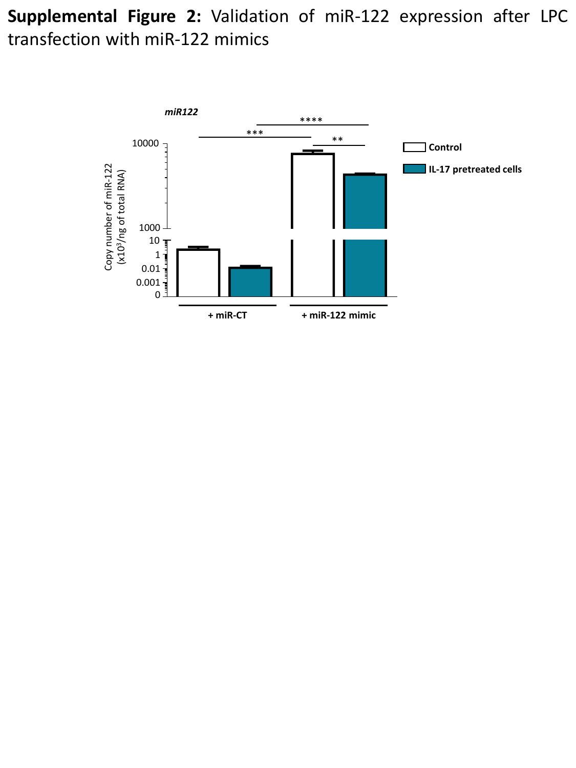**Supplemental Figure 2:** Validation of miR-122 expression after LPC transfection with miR-122 mimics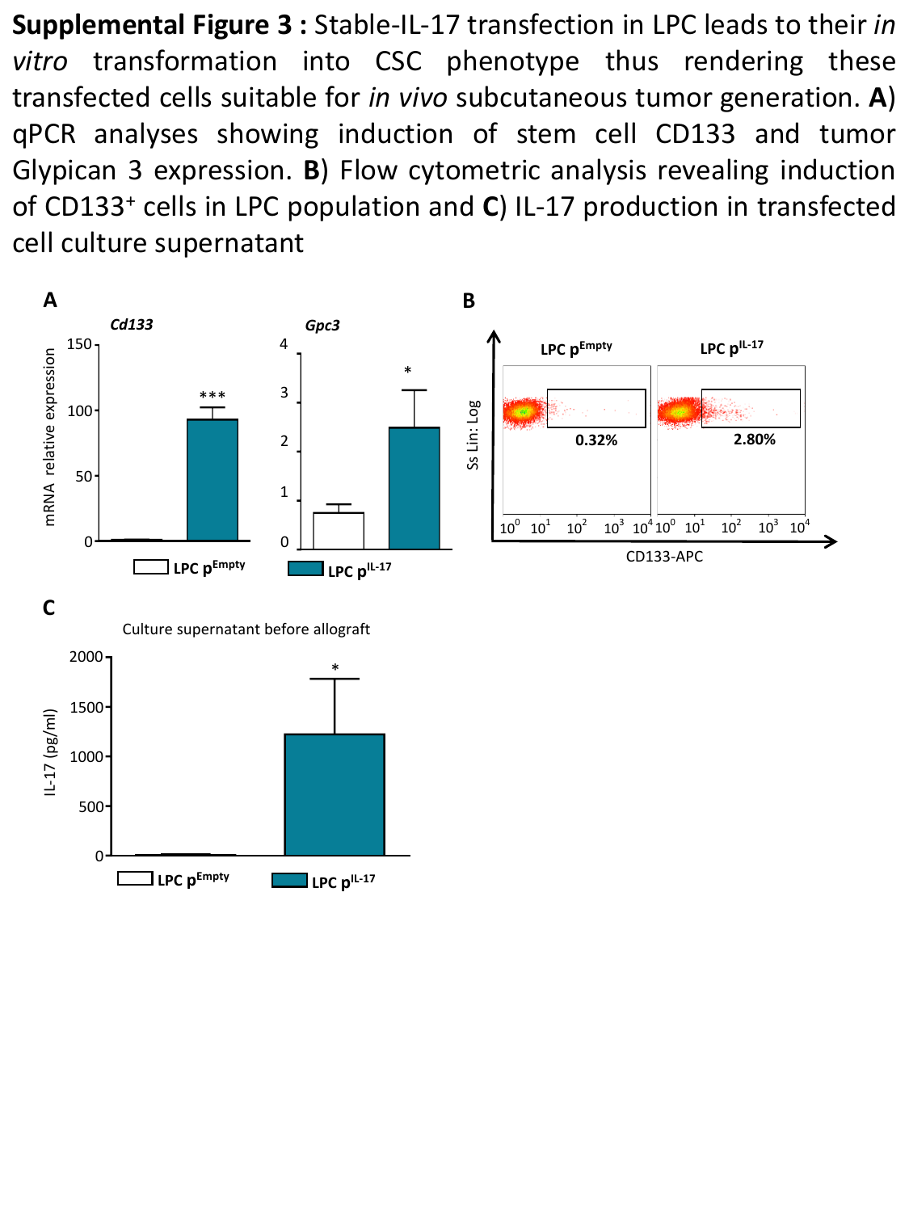**Supplemental Figure 3 :** Stable-IL-17 transfection in LPC leads to their *in vitro* transformation into CSC phenotype thus rendering these transfected cells suitable for *in vivo* subcutaneous tumor generation. **A**) qPCR analyses showing induction of stem cell CD133 and tumor Glypican 3 expression. **B**) Flow cytometric analysis revealing induction of CD133$^{+}$ cells in LPC population and **C**) IL-17 production in transfected cell culture supernatant

A

*Cd133*

mRNA relative expression

150
100
50
0

***

*Gpc3*

4
3
2
1
0

*

LPC $p^{Empty}$

LPC $p^{IL\text{-}17}$

B

LPC $p^{Empty}$

LPC $p^{IL\text{-}17}$

Ss Lin: Log

0.32%

2.80%

$10^0$ $10^1$ $10^2$ $10^3$ $10^4$ $10^0$ $10^1$ $10^2$ $10^3$ $10^4$

CD133-APC

C

Culture supernatant before allograft

IL-17 (pg/ml)

2000
1500
1000
500
0

*

LPC $p^{Empty}$

LPC $p^{IL\text{-}17}$